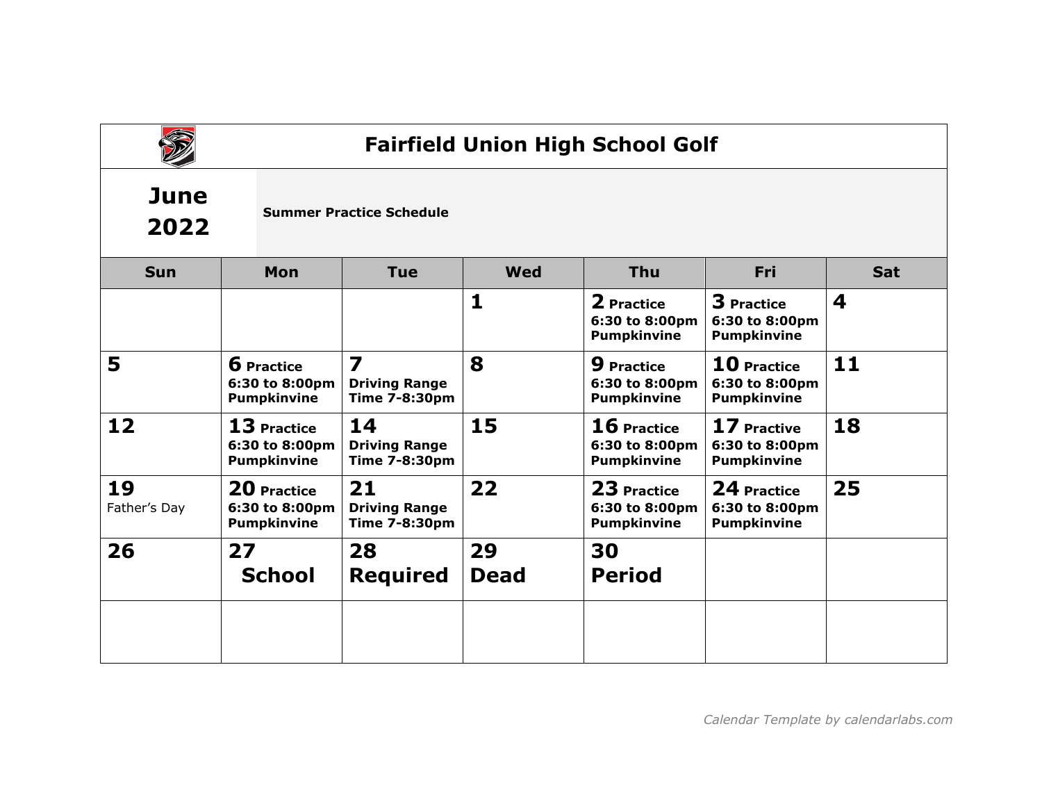# Fairfield Union High School Golf

**June 2022**

**Summer Practice Schedule**

| Sun | Mon | Tue | Wed | Thu | Fri | Sat |
|---|---|---|---|---|---|---|
| | | | **1** | **2 Practice 6:30 to 8:00pm Pumpkinvine** | **3 Practice 6:30 to 8:00pm Pumpkinvine** | **4** |
| **5** | **6 Practice 6:30 to 8:00pm Pumpkinvine** | **7 Driving Range Time 7-8:30pm** | **8** | **9 Practice 6:30 to 8:00pm Pumpkinvine** | **10 Practice 6:30 to 8:00pm Pumpkinvine** | **11** |
| **12** | **13 Practice 6:30 to 8:00pm Pumpkinvine** | **14 Driving Range Time 7-8:30pm** | **15** | **16 Practice 6:30 to 8:00pm Pumpkinvine** | **17 Practive 6:30 to 8:00pm Pumpkinvine** | **18** |
| **19** Father's Day | **20 Practice 6:30 to 8:00pm Pumpkinvine** | **21 Driving Range Time 7-8:30pm** | **22** | **23 Practice 6:30 to 8:00pm Pumpkinvine** | **24 Practice 6:30 to 8:00pm Pumpkinvine** | **25** |
| **26** | **27 School** | **28 Required** | **29 Dead** | **30 Period** | | |
| | | | | | | |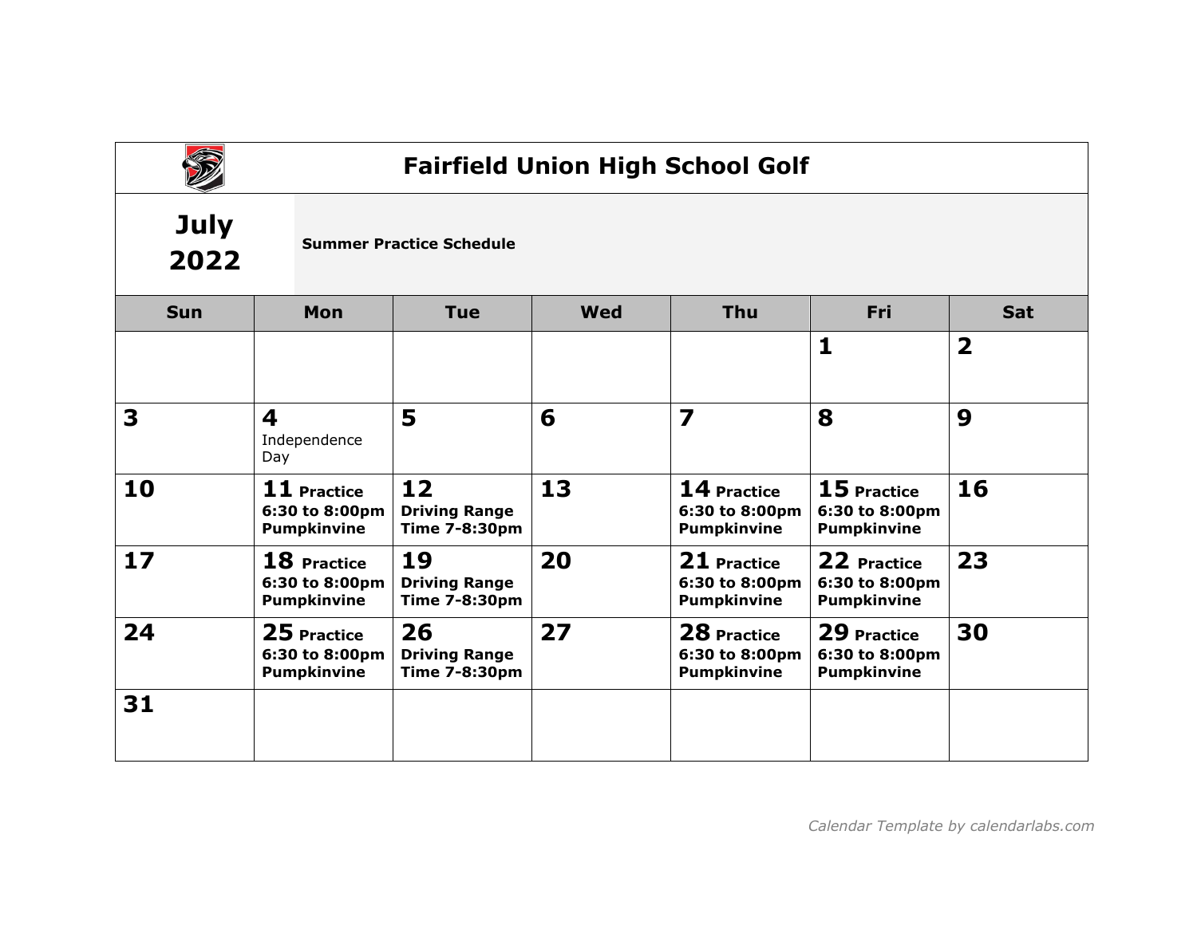# Fairfield Union High School Golf

## July 2022

**Summer Practice Schedule**

| Sun | Mon | Tue | Wed | Thu | Fri | Sat |
|---|---|---|---|---|---|---|
| | | | | | **1** | **2** |
| **3** | **4** Independence Day | **5** | **6** | **7** | **8** | **9** |
| **10** | **11 Practice 6:30 to 8:00pm Pumpkinvine** | **12 Driving Range Time 7-8:30pm** | **13** | **14 Practice 6:30 to 8:00pm Pumpkinvine** | **15 Practice 6:30 to 8:00pm Pumpkinvine** | **16** |
| **17** | **18 Practice 6:30 to 8:00pm Pumpkinvine** | **19 Driving Range Time 7-8:30pm** | **20** | **21 Practice 6:30 to 8:00pm Pumpkinvine** | **22 Practice 6:30 to 8:00pm Pumpkinvine** | **23** |
| **24** | **25 Practice 6:30 to 8:00pm Pumpkinvine** | **26 Driving Range Time 7-8:30pm** | **27** | **28 Practice 6:30 to 8:00pm Pumpkinvine** | **29 Practice 6:30 to 8:00pm Pumpkinvine** | **30** |
| **31** | | | | | | |

*Calendar Template by calendarlabs.com*